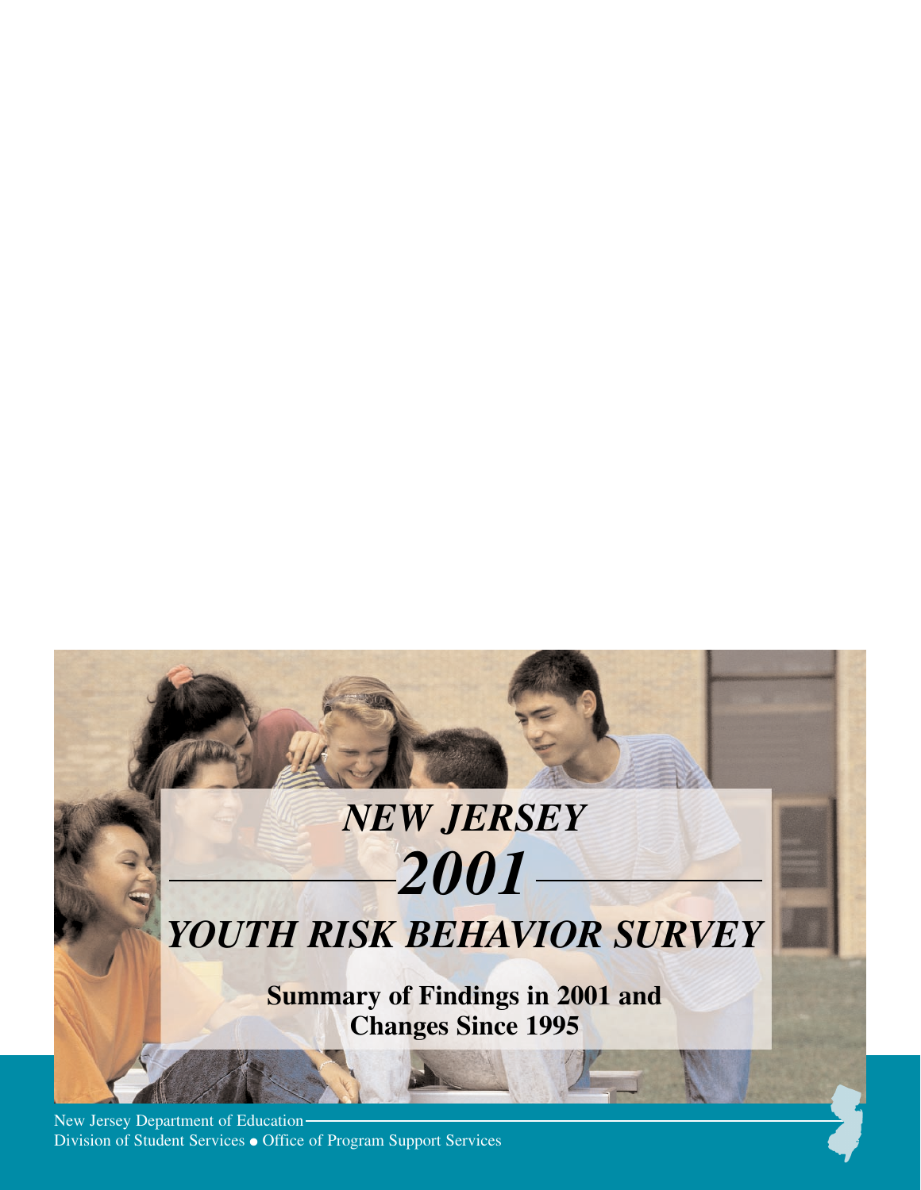# *NEW JERSEY*

# *2001*

# *YOUTH RISK BEHAVIOR SURVEY*

**Summary of Findings in 2001 and Changes Since 1995**

New Jersey Department of Education
Division of Student Services • Office of Program Support Services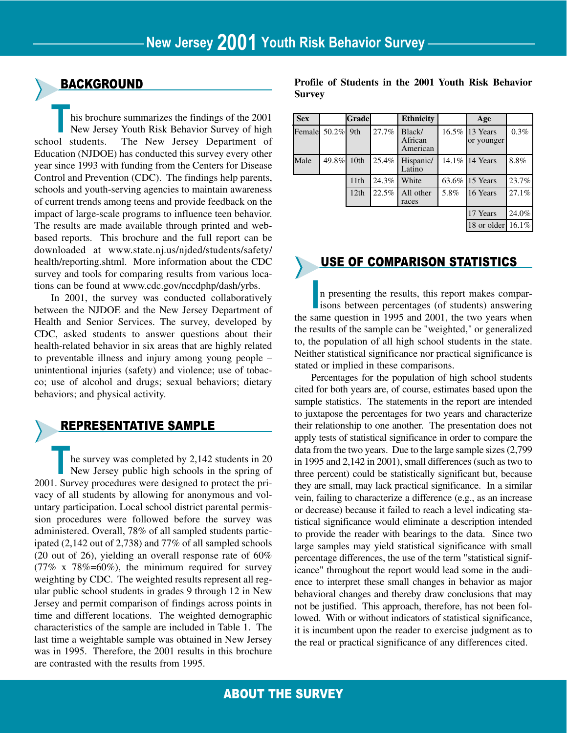# New Jersey 2001 Youth Risk Behavior Survey

## BACKGROUND

This brochure summarizes the findings of the 2001 New Jersey Youth Risk Behavior Survey of high school students. The New Jersey Department of Education (NJDOE) has conducted this survey every other year since 1993 with funding from the Centers for Disease Control and Prevention (CDC). The findings help parents, schools and youth-serving agencies to maintain awareness of current trends among teens and provide feedback on the impact of large-scale programs to influence teen behavior. The results are made available through printed and web-based reports. This brochure and the full report can be downloaded at www.state.nj.us/njded/students/safety/health/reporting.shtml. More information about the CDC survey and tools for comparing results from various locations can be found at www.cdc.gov/nccdphp/dash/yrbs.

In 2001, the survey was conducted collaboratively between the NJDOE and the New Jersey Department of Health and Senior Services. The survey, developed by CDC, asked students to answer questions about their health-related behavior in six areas that are highly related to preventable illness and injury among young people – unintentional injuries (safety) and violence; use of tobacco; use of alcohol and drugs; sexual behaviors; dietary behaviors; and physical activity.

## REPRESENTATIVE SAMPLE

The survey was completed by 2,142 students in 20 New Jersey public high schools in the spring of 2001. Survey procedures were designed to protect the privacy of all students by allowing for anonymous and voluntary participation. Local school district parental permission procedures were followed before the survey was administered. Overall, 78% of all sampled students participated (2,142 out of 2,738) and 77% of all sampled schools (20 out of 26), yielding an overall response rate of 60% (77% x 78%=60%), the minimum required for survey weighting by CDC. The weighted results represent all regular public school students in grades 9 through 12 in New Jersey and permit comparison of findings across points in time and different locations. The weighted demographic characteristics of the sample are included in Table 1. The last time a weightable sample was obtained in New Jersey was in 1995. Therefore, the 2001 results in this brochure are contrasted with the results from 1995.

**Profile of Students in the 2001 Youth Risk Behavior Survey**

| Sex | | Grade | | Ethnicity | | Age | |
|---|---|---|---|---|---|---|---|
| Female | 50.2% | 9th | 27.7% | Black/ African American | 16.5% | 13 Years or younger | 0.3% |
| Male | 49.8% | 10th | 25.4% | Hispanic/ Latino | 14.1% | 14 Years | 8.8% |
| | | 11th | 24.3% | White | 63.6% | 15 Years | 23.7% |
| | | 12th | 22.5% | All other races | 5.8% | 16 Years | 27.1% |
| | | | | | | 17 Years | 24.0% |
| | | | | | | 18 or older | 16.1% |

## USE OF COMPARISON STATISTICS

In presenting the results, this report makes comparisons between percentages (of students) answering the same question in 1995 and 2001, the two years when the results of the sample can be "weighted," or generalized to, the population of all high school students in the state. Neither statistical significance nor practical significance is stated or implied in these comparisons.

Percentages for the population of high school students cited for both years are, of course, estimates based upon the sample statistics. The statements in the report are intended to juxtapose the percentages for two years and characterize their relationship to one another. The presentation does not apply tests of statistical significance in order to compare the data from the two years. Due to the large sample sizes (2,799 in 1995 and 2,142 in 2001), small differences (such as two to three percent) could be statistically significant but, because they are small, may lack practical significance. In a similar vein, failing to characterize a difference (e.g., as an increase or decrease) because it failed to reach a level indicating statistical significance would eliminate a description intended to provide the reader with bearings to the data. Since two large samples may yield statistical significance with small percentage differences, the use of the term "statistical significance" throughout the report would lead some in the audience to interpret these small changes in behavior as major behavioral changes and thereby draw conclusions that may not be justified. This approach, therefore, has not been followed. With or without indicators of statistical significance, it is incumbent upon the reader to exercise judgment as to the real or practical significance of any differences cited.

ABOUT THE SURVEY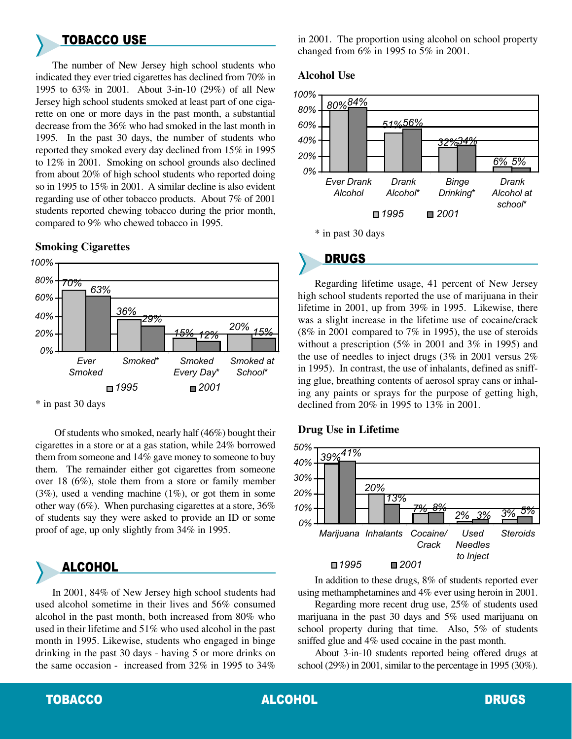## TOBACCO USE

The number of New Jersey high school students who indicated they ever tried cigarettes has declined from 70% in 1995 to 63% in 2001. About 3-in-10 (29%) of all New Jersey high school students smoked at least part of one cigarette on one or more days in the past month, a substantial decrease from the 36% who had smoked in the last month in 1995. In the past 30 days, the number of students who reported they smoked every day declined from 15% in 1995 to 12% in 2001. Smoking on school grounds also declined from about 20% of high school students who reported doing so in 1995 to 15% in 2001. A similar decline is also evident regarding use of other tobacco products. About 7% of 2001 students reported chewing tobacco during the prior month, compared to 9% who chewed tobacco in 1995.

**Smoking Cigarettes**

| | 1995 | 2001 |
|---|---|---|
| Ever Smoked | 70% | 63% |
| Smoked* | 36% | 29% |
| Smoked Every Day* | 15% | 12% |
| Smoked at School* | 20% | 15% |

\* in past 30 days

Of students who smoked, nearly half (46%) bought their cigarettes in a store or at a gas station, while 24% borrowed them from someone and 14% gave money to someone to buy them. The remainder either got cigarettes from someone over 18 (6%), stole them from a store or family member (3%), used a vending machine (1%), or got them in some other way (6%). When purchasing cigarettes at a store, 36% of students say they were asked to provide an ID or some proof of age, up only slightly from 34% in 1995.

## ALCOHOL

In 2001, 84% of New Jersey high school students had used alcohol sometime in their lives and 56% consumed alcohol in the past month, both increased from 80% who used in their lifetime and 51% who used alcohol in the past month in 1995. Likewise, students who engaged in binge drinking in the past 30 days - having 5 or more drinks on the same occasion - increased from 32% in 1995 to 34% in 2001. The proportion using alcohol on school property changed from 6% in 1995 to 5% in 2001.

**Alcohol Use**

| | 1995 | 2001 |
|---|---|---|
| Ever Drank Alcohol | 80% | 84% |
| Drank Alcohol* | 51% | 56% |
| Binge Drinking* | 32% | 34% |
| Drank Alcohol at school* | 6% | 5% |

\* in past 30 days

## DRUGS

Regarding lifetime usage, 41 percent of New Jersey high school students reported the use of marijuana in their lifetime in 2001, up from 39% in 1995. Likewise, there was a slight increase in the lifetime use of cocaine/crack (8% in 2001 compared to 7% in 1995), the use of steroids without a prescription (5% in 2001 and 3% in 1995) and the use of needles to inject drugs (3% in 2001 versus 2% in 1995). In contrast, the use of inhalants, defined as sniffing glue, breathing contents of aerosol spray cans or inhaling any paints or sprays for the purpose of getting high, declined from 20% in 1995 to 13% in 2001.

**Drug Use in Lifetime**

| | 1995 | 2001 |
|---|---|---|
| Marijuana | 39% | 41% |
| Inhalants | 20% | 13% |
| Cocaine/Crack | 7% | 8% |
| Used Needles to Inject | 2% | 3% |
| Steroids | 3% | 5% |

In addition to these drugs, 8% of students reported ever using methamphetamines and 4% ever using heroin in 2001.

Regarding more recent drug use, 25% of students used marijuana in the past 30 days and 5% used marijuana on school property during that time. Also, 5% of students sniffed glue and 4% used cocaine in the past month.

About 3-in-10 students reported being offered drugs at school (29%) in 2001, similar to the percentage in 1995 (30%).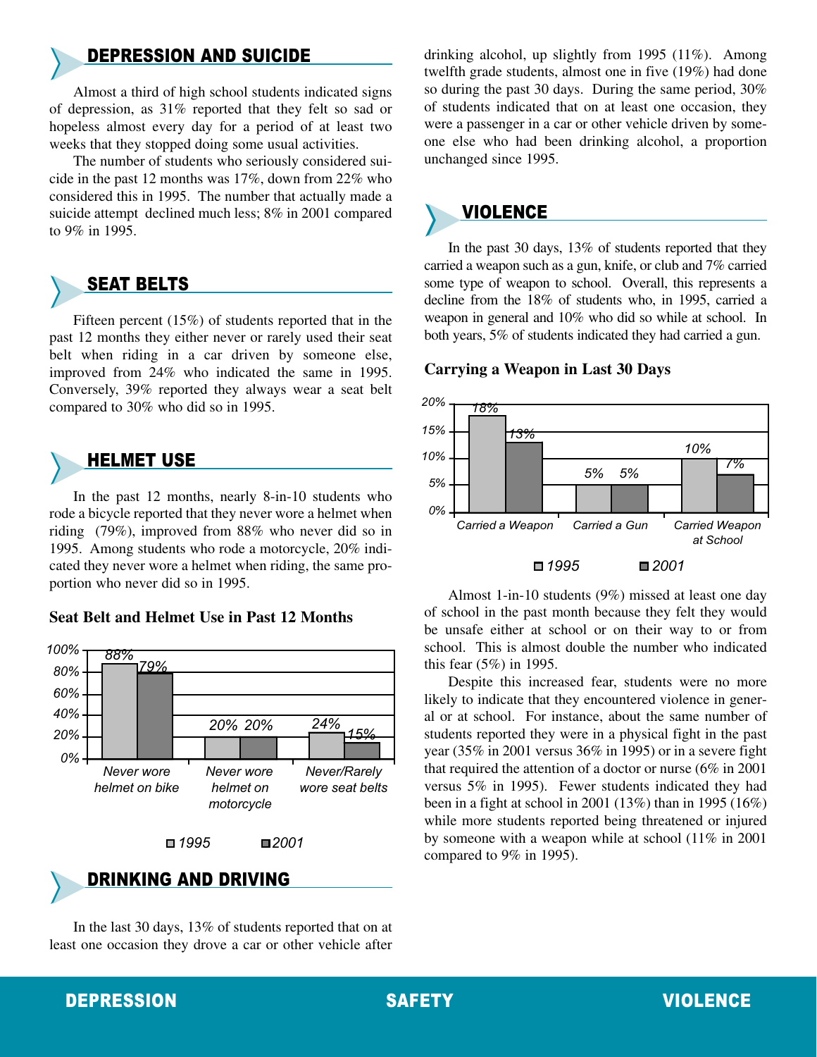## DEPRESSION AND SUICIDE

Almost a third of high school students indicated signs of depression, as 31% reported that they felt so sad or hopeless almost every day for a period of at least two weeks that they stopped doing some usual activities.

The number of students who seriously considered suicide in the past 12 months was 17%, down from 22% who considered this in 1995. The number that actually made a suicide attempt declined much less; 8% in 2001 compared to 9% in 1995.

## SEAT BELTS

Fifteen percent (15%) of students reported that in the past 12 months they either never or rarely used their seat belt when riding in a car driven by someone else, improved from 24% who indicated the same in 1995. Conversely, 39% reported they always wear a seat belt compared to 30% who did so in 1995.

## HELMET USE

In the past 12 months, nearly 8-in-10 students who rode a bicycle reported that they never wore a helmet when riding (79%), improved from 88% who never did so in 1995. Among students who rode a motorcycle, 20% indicated they never wore a helmet when riding, the same proportion who never did so in 1995.

**Seat Belt and Helmet Use in Past 12 Months**

| | 1995 | 2001 |
|---|---|---|
| Never wore helmet on bike | 88% | 79% |
| Never wore helmet on motorcycle | 20% | 20% |
| Never/Rarely wore seat belts | 24% | 15% |

## DRINKING AND DRIVING

In the last 30 days, 13% of students reported that on at least one occasion they drove a car or other vehicle after drinking alcohol, up slightly from 1995 (11%). Among twelfth grade students, almost one in five (19%) had done so during the past 30 days. During the same period, 30% of students indicated that on at least one occasion, they were a passenger in a car or other vehicle driven by someone else who had been drinking alcohol, a proportion unchanged since 1995.

## VIOLENCE

In the past 30 days, 13% of students reported that they carried a weapon such as a gun, knife, or club and 7% carried some type of weapon to school. Overall, this represents a decline from the 18% of students who, in 1995, carried a weapon in general and 10% who did so while at school. In both years, 5% of students indicated they had carried a gun.

**Carrying a Weapon in Last 30 Days**

| | 1995 | 2001 |
|---|---|---|
| Carried a Weapon | 18% | 13% |
| Carried a Gun | 5% | 5% |
| Carried Weapon at School | 10% | 7% |

Almost 1-in-10 students (9%) missed at least one day of school in the past month because they felt they would be unsafe either at school or on their way to or from school. This is almost double the number who indicated this fear (5%) in 1995.

Despite this increased fear, students were no more likely to indicate that they encountered violence in general or at school. For instance, about the same number of students reported they were in a physical fight in the past year (35% in 2001 versus 36% in 1995) or in a severe fight that required the attention of a doctor or nurse (6% in 2001 versus 5% in 1995). Fewer students indicated they had been in a fight at school in 2001 (13%) than in 1995 (16%) while more students reported being threatened or injured by someone with a weapon while at school (11% in 2001 compared to 9% in 1995).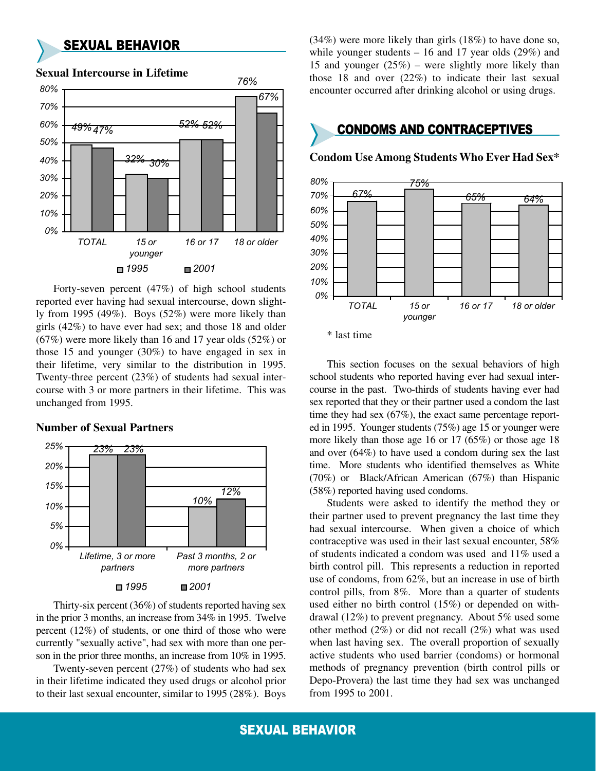## SEXUAL BEHAVIOR

### Sexual Intercourse in Lifetime

| | 1995 | 2001 |
|---|---|---|
| TOTAL | 49% | 47% |
| 15 or younger | 32% | 30% |
| 16 or 17 | 52% | 52% |
| 18 or older | 76% | 67% |

Forty-seven percent (47%) of high school students reported ever having had sexual intercourse, down slightly from 1995 (49%). Boys (52%) were more likely than girls (42%) to have ever had sex; and those 18 and older (67%) were more likely than 16 and 17 year olds (52%) or those 15 and younger (30%) to have engaged in sex in their lifetime, very similar to the distribution in 1995. Twenty-three percent (23%) of students had sexual intercourse with 3 or more partners in their lifetime. This was unchanged from 1995.

### Number of Sexual Partners

| | 1995 | 2001 |
|---|---|---|
| Lifetime, 3 or more partners | 23% | 23% |
| Past 3 months, 2 or more partners | 10% | 12% |

Thirty-six percent (36%) of students reported having sex in the prior 3 months, an increase from 34% in 1995. Twelve percent (12%) of students, or one third of those who were currently "sexually active", had sex with more than one person in the prior three months, an increase from 10% in 1995.

Twenty-seven percent (27%) of students who had sex in their lifetime indicated they used drugs or alcohol prior to their last sexual encounter, similar to 1995 (28%). Boys (34%) were more likely than girls (18%) to have done so, while younger students – 16 and 17 year olds (29%) and 15 and younger (25%) – were slightly more likely than those 18 and over (22%) to indicate their last sexual encounter occurred after drinking alcohol or using drugs.

## CONDOMS AND CONTRACEPTIVES

### Condom Use Among Students Who Ever Had Sex*

| | Percent |
|---|---|
| TOTAL | 67% |
| 15 or younger | 75% |
| 16 or 17 | 65% |
| 18 or older | 64% |

\* last time

This section focuses on the sexual behaviors of high school students who reported having ever had sexual intercourse in the past. Two-thirds of students having ever had sex reported that they or their partner used a condom the last time they had sex (67%), the exact same percentage reported in 1995. Younger students (75%) age 15 or younger were more likely than those age 16 or 17 (65%) or those age 18 and over (64%) to have used a condom during sex the last time. More students who identified themselves as White (70%) or Black/African American (67%) than Hispanic (58%) reported having used condoms.

Students were asked to identify the method they or their partner used to prevent pregnancy the last time they had sexual intercourse. When given a choice of which contraceptive was used in their last sexual encounter, 58% of students indicated a condom was used and 11% used a birth control pill. This represents a reduction in reported use of condoms, from 62%, but an increase in use of birth control pills, from 8%. More than a quarter of students used either no birth control (15%) or depended on withdrawal (12%) to prevent pregnancy. About 5% used some other method (2%) or did not recall (2%) what was used when last having sex. The overall proportion of sexually active students who used barrier (condoms) or hormonal methods of pregnancy prevention (birth control pills or Depo-Provera) the last time they had sex was unchanged from 1995 to 2001.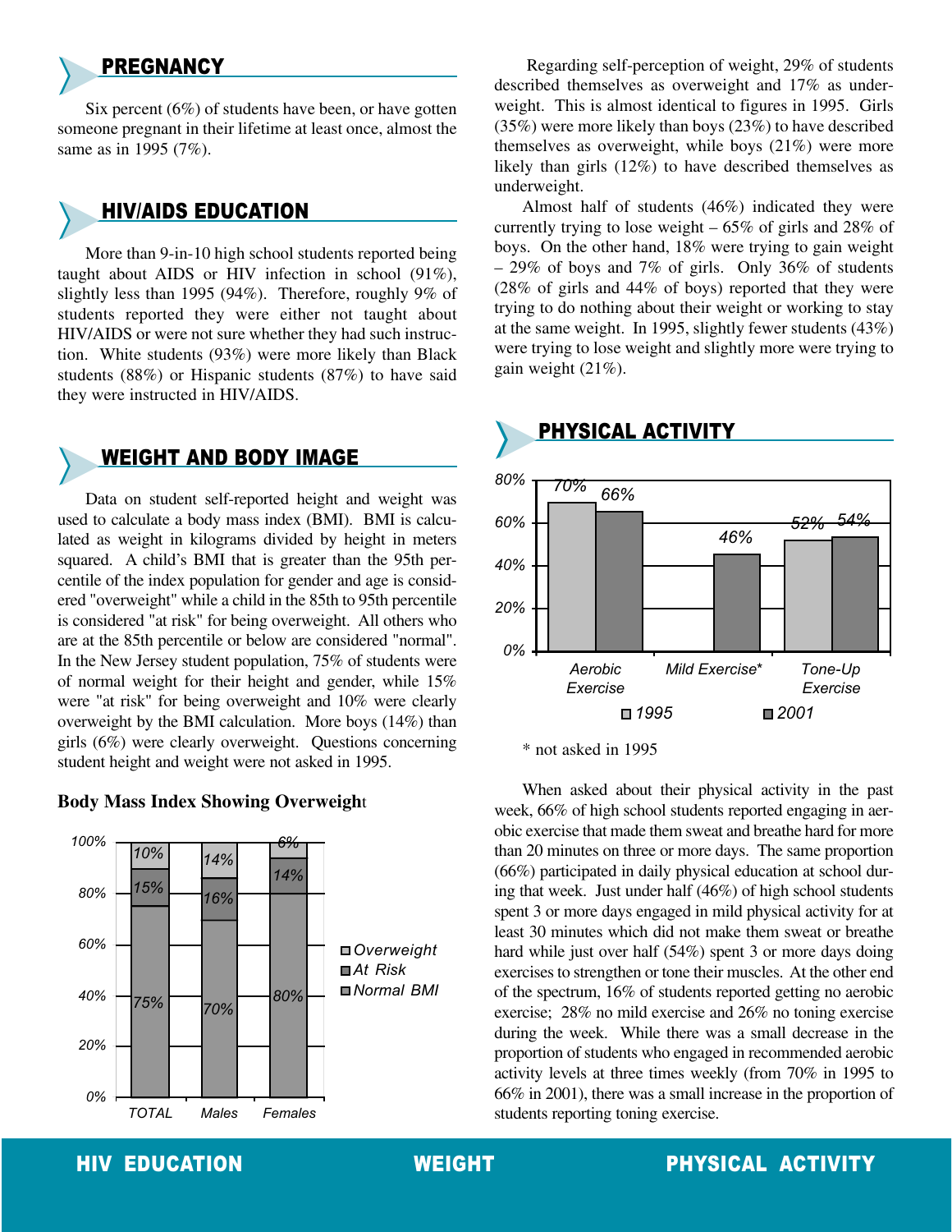## PREGNANCY

Six percent (6%) of students have been, or have gotten someone pregnant in their lifetime at least once, almost the same as in 1995 (7%).

## HIV/AIDS EDUCATION

More than 9-in-10 high school students reported being taught about AIDS or HIV infection in school (91%), slightly less than 1995 (94%). Therefore, roughly 9% of students reported they were either not taught about HIV/AIDS or were not sure whether they had such instruction. White students (93%) were more likely than Black students (88%) or Hispanic students (87%) to have said they were instructed in HIV/AIDS.

## WEIGHT AND BODY IMAGE

Data on student self-reported height and weight was used to calculate a body mass index (BMI). BMI is calculated as weight in kilograms divided by height in meters squared. A child's BMI that is greater than the 95th percentile of the index population for gender and age is considered "overweight" while a child in the 85th to 95th percentile is considered "at risk" for being overweight. All others who are at the 85th percentile or below are considered "normal". In the New Jersey student population, 75% of students were of normal weight for their height and gender, while 15% were "at risk" for being overweight and 10% were clearly overweight by the BMI calculation. More boys (14%) than girls (6%) were clearly overweight. Questions concerning student height and weight were not asked in 1995.

**Body Mass Index Showing Overweight**

| | TOTAL | Males | Females |
|---|---|---|---|
| Overweight | 10% | 14% | 6% |
| At Risk | 15% | 16% | 14% |
| Normal BMI | 75% | 70% | 80% |

Regarding self-perception of weight, 29% of students described themselves as overweight and 17% as underweight. This is almost identical to figures in 1995. Girls (35%) were more likely than boys (23%) to have described themselves as overweight, while boys (21%) were more likely than girls (12%) to have described themselves as underweight.

Almost half of students (46%) indicated they were currently trying to lose weight – 65% of girls and 28% of boys. On the other hand, 18% were trying to gain weight – 29% of boys and 7% of girls. Only 36% of students (28% of girls and 44% of boys) reported that they were trying to do nothing about their weight or working to stay at the same weight. In 1995, slightly fewer students (43%) were trying to lose weight and slightly more were trying to gain weight (21%).

## PHYSICAL ACTIVITY

| | 1995 | 2001 |
|---|---|---|
| Aerobic Exercise | 70% | 66% |
| Mild Exercise* | | 46% |
| Tone-Up Exercise | 52% | 54% |

\* not asked in 1995

When asked about their physical activity in the past week, 66% of high school students reported engaging in aerobic exercise that made them sweat and breathe hard for more than 20 minutes on three or more days. The same proportion (66%) participated in daily physical education at school during that week. Just under half (46%) of high school students spent 3 or more days engaged in mild physical activity for at least 30 minutes which did not make them sweat or breathe hard while just over half (54%) spent 3 or more days doing exercises to strengthen or tone their muscles. At the other end of the spectrum, 16% of students reported getting no aerobic exercise; 28% no mild exercise and 26% no toning exercise during the week. While there was a small decrease in the proportion of students who engaged in recommended aerobic activity levels at three times weekly (from 70% in 1995 to 66% in 2001), there was a small increase in the proportion of students reporting toning exercise.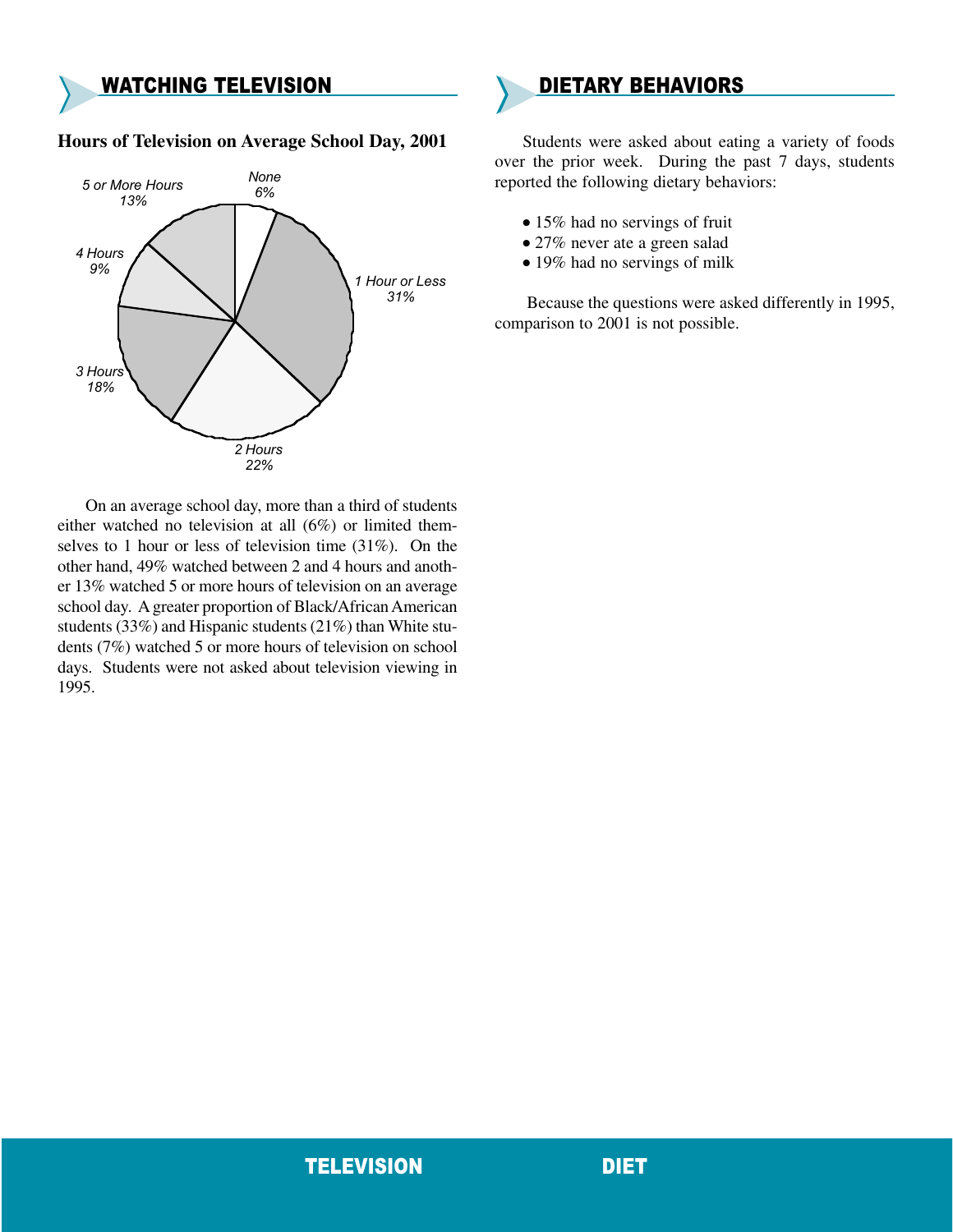## WATCHING TELEVISION

**Hours of Television on Average School Day, 2001**

| Hours | Percent |
|---|---|
| None | 6% |
| 1 Hour or Less | 31% |
| 2 Hours | 22% |
| 3 Hours | 18% |
| 4 Hours | 9% |
| 5 or More Hours | 13% |

On an average school day, more than a third of students either watched no television at all (6%) or limited themselves to 1 hour or less of television time (31%). On the other hand, 49% watched between 2 and 4 hours and another 13% watched 5 or more hours of television on an average school day. A greater proportion of Black/African American students (33%) and Hispanic students (21%) than White students (7%) watched 5 or more hours of television on school days. Students were not asked about television viewing in 1995.

## DIETARY BEHAVIORS

Students were asked about eating a variety of foods over the prior week. During the past 7 days, students reported the following dietary behaviors:

- 15% had no servings of fruit
- 27% never ate a green salad
- 19% had no servings of milk

Because the questions were asked differently in 1995, comparison to 2001 is not possible.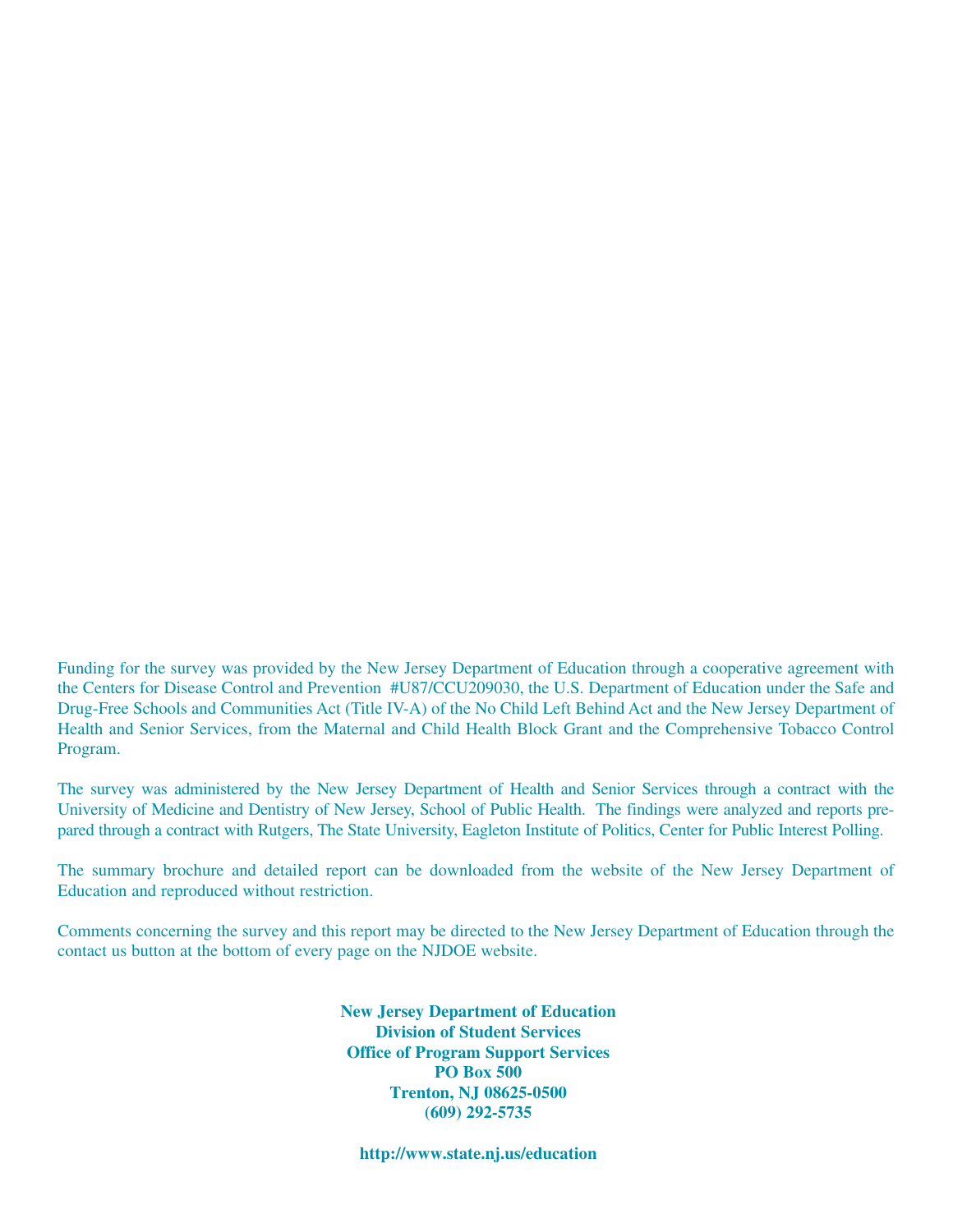Funding for the survey was provided by the New Jersey Department of Education through a cooperative agreement with the Centers for Disease Control and Prevention #U87/CCU209030, the U.S. Department of Education under the Safe and Drug-Free Schools and Communities Act (Title IV-A) of the No Child Left Behind Act and the New Jersey Department of Health and Senior Services, from the Maternal and Child Health Block Grant and the Comprehensive Tobacco Control Program.

The survey was administered by the New Jersey Department of Health and Senior Services through a contract with the University of Medicine and Dentistry of New Jersey, School of Public Health. The findings were analyzed and reports prepared through a contract with Rutgers, The State University, Eagleton Institute of Politics, Center for Public Interest Polling.

The summary brochure and detailed report can be downloaded from the website of the New Jersey Department of Education and reproduced without restriction.

Comments concerning the survey and this report may be directed to the New Jersey Department of Education through the contact us button at the bottom of every page on the NJDOE website.

**New Jersey Department of Education**
**Division of Student Services**
**Office of Program Support Services**
**PO Box 500**
**Trenton, NJ 08625-0500**
**(609) 292-5735**

**http://www.state.nj.us/education**